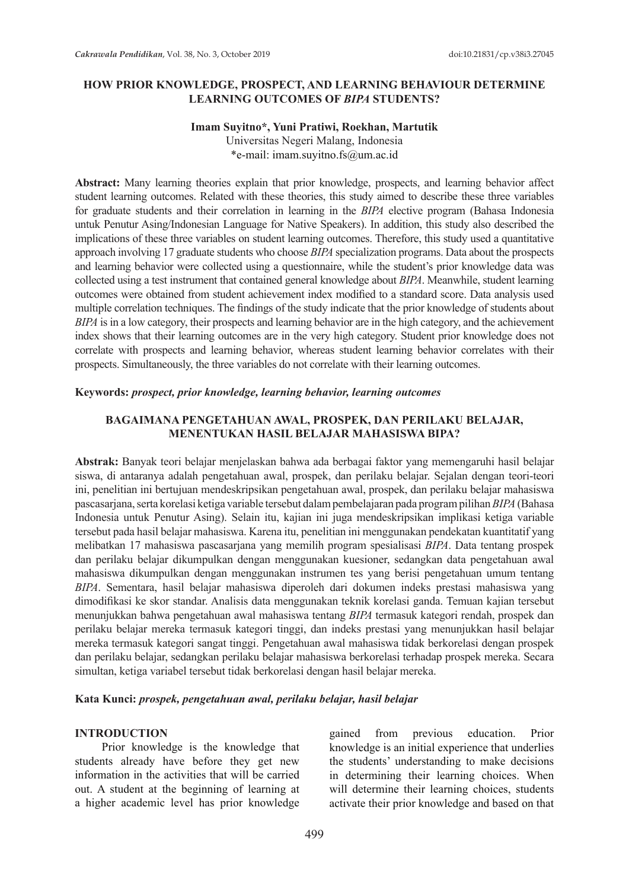# HOW PRIOR KNOWLEDGE, PROSPECT, AND LEARNING BEHAVIOUR DETERMINE LEARNING OUTCOMES OF *BIPA* STUDENTS?

**Imam Suyitno\*, Yuni Pratiwi, Roekhan, Martutik**

Universitas Negeri Malang, Indonesia

\*e-mail: imam.suyitno.fs@um.ac.id

**Abstract:** Many learning theories explain that prior knowledge, prospects, and learning behavior affect student learning outcomes. Related with these theories, this study aimed to describe these three variables for graduate students and their correlation in learning in the *BIPA* elective program (Bahasa Indonesia untuk Penutur Asing/Indonesian Language for Native Speakers). In addition, this study also described the implications of these three variables on student learning outcomes. Therefore, this study used a quantitative approach involving 17 graduate students who choose *BIPA* specialization programs. Data about the prospects and learning behavior were collected using a questionnaire, while the student's prior knowledge data was collected using a test instrument that contained general knowledge about *BIPA*. Meanwhile, student learning outcomes were obtained from student achievement index modified to a standard score. Data analysis used multiple correlation techniques. The findings of the study indicate that the prior knowledge of students about *BIPA* is in a low category, their prospects and learning behavior are in the high category, and the achievement index shows that their learning outcomes are in the very high category. Student prior knowledge does not correlate with prospects and learning behavior, whereas student learning behavior correlates with their prospects. Simultaneously, the three variables do not correlate with their learning outcomes.

**Keywords:** ***prospect, prior knowledge, learning behavior, learning outcomes***

## BAGAIMANA PENGETAHUAN AWAL, PROSPEK, DAN PERILAKU BELAJAR, MENENTUKAN HASIL BELAJAR MAHASISWA BIPA?

**Abstrak:** Banyak teori belajar menjelaskan bahwa ada berbagai faktor yang memengaruhi hasil belajar siswa, di antaranya adalah pengetahuan awal, prospek, dan perilaku belajar. Sejalan dengan teori-teori ini, penelitian ini bertujuan mendeskripsikan pengetahuan awal, prospek, dan perilaku belajar mahasiswa pascasarjana, serta korelasi ketiga variable tersebut dalam pembelajaran pada program pilihan *BIPA* (Bahasa Indonesia untuk Penutur Asing). Selain itu, kajian ini juga mendeskripsikan implikasi ketiga variable tersebut pada hasil belajar mahasiswa. Karena itu, penelitian ini menggunakan pendekatan kuantitatif yang melibatkan 17 mahasiswa pascasarjana yang memilih program spesialisasi *BIPA*. Data tentang prospek dan perilaku belajar dikumpulkan dengan menggunakan kuesioner, sedangkan data pengetahuan awal mahasiswa dikumpulkan dengan menggunakan instrumen tes yang berisi pengetahuan umum tentang *BIPA*. Sementara, hasil belajar mahasiswa diperoleh dari dokumen indeks prestasi mahasiswa yang dimodifikasi ke skor standar. Analisis data menggunakan teknik korelasi ganda. Temuan kajian tersebut menunjukkan bahwa pengetahuan awal mahasiswa tentang *BIPA* termasuk kategori rendah, prospek dan perilaku belajar mereka termasuk kategori tinggi, dan indeks prestasi yang menunjukkan hasil belajar mereka termasuk kategori sangat tinggi. Pengetahuan awal mahasiswa tidak berkorelasi dengan prospek dan perilaku belajar, sedangkan perilaku belajar mahasiswa berkorelasi terhadap prospek mereka. Secara simultan, ketiga variabel tersebut tidak berkorelasi dengan hasil belajar mereka.

**Kata Kunci:** ***prospek, pengetahuan awal, perilaku belajar, hasil belajar***

## INTRODUCTION

Prior knowledge is the knowledge that students already have before they get new information in the activities that will be carried out. A student at the beginning of learning at a higher academic level has prior knowledge gained from previous education. Prior knowledge is an initial experience that underlies the students' understanding to make decisions in determining their learning choices. When will determine their learning choices, students activate their prior knowledge and based on that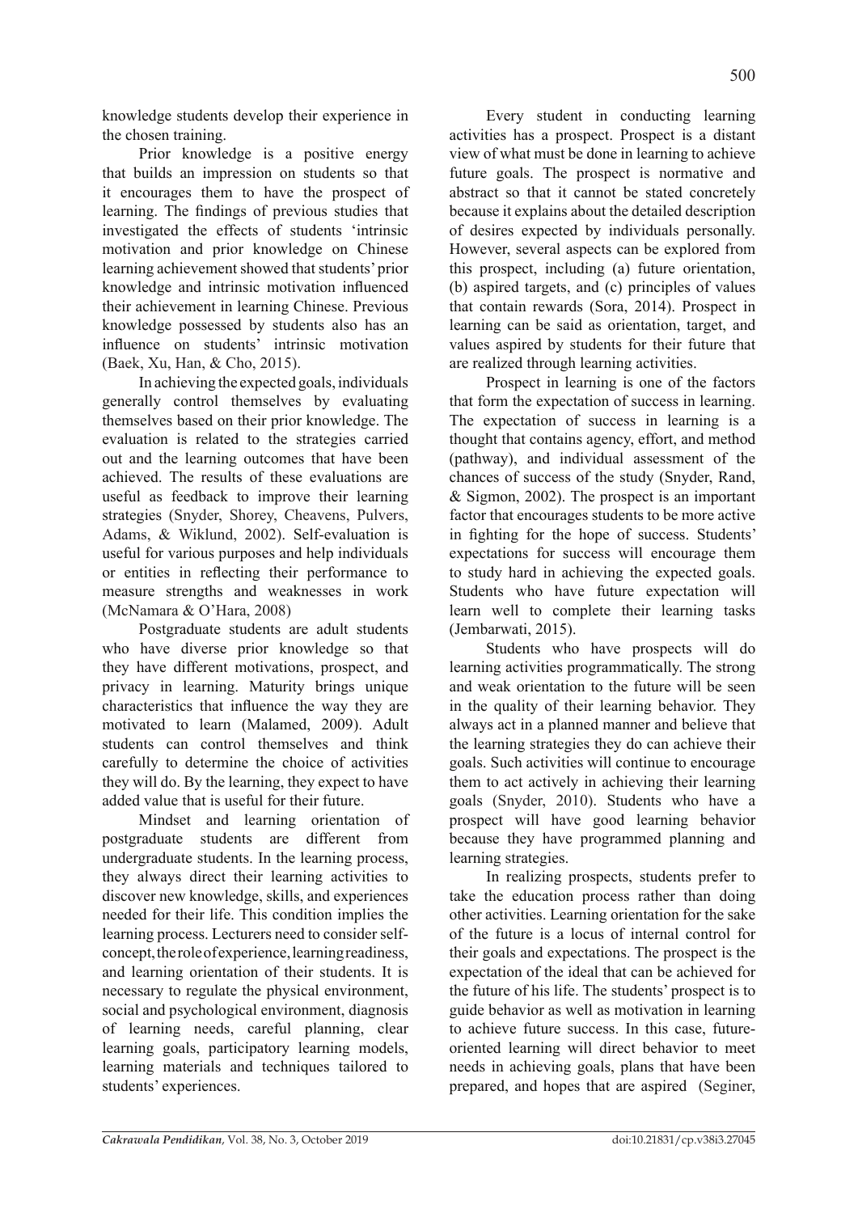knowledge students develop their experience in the chosen training.

Prior knowledge is a positive energy that builds an impression on students so that it encourages them to have the prospect of learning. The findings of previous studies that investigated the effects of students 'intrinsic motivation and prior knowledge on Chinese learning achievement showed that students' prior knowledge and intrinsic motivation influenced their achievement in learning Chinese. Previous knowledge possessed by students also has an influence on students' intrinsic motivation (Baek, Xu, Han, & Cho, 2015).

In achieving the expected goals, individuals generally control themselves by evaluating themselves based on their prior knowledge. The evaluation is related to the strategies carried out and the learning outcomes that have been achieved. The results of these evaluations are useful as feedback to improve their learning strategies (Snyder, Shorey, Cheavens, Pulvers, Adams, & Wiklund, 2002). Self-evaluation is useful for various purposes and help individuals or entities in reflecting their performance to measure strengths and weaknesses in work (McNamara & O'Hara, 2008)

Postgraduate students are adult students who have diverse prior knowledge so that they have different motivations, prospect, and privacy in learning. Maturity brings unique characteristics that influence the way they are motivated to learn (Malamed, 2009). Adult students can control themselves and think carefully to determine the choice of activities they will do. By the learning, they expect to have added value that is useful for their future.

Mindset and learning orientation of postgraduate students are different from undergraduate students. In the learning process, they always direct their learning activities to discover new knowledge, skills, and experiences needed for their life. This condition implies the learning process. Lecturers need to consider self-concept, the role of experience, learning readiness, and learning orientation of their students. It is necessary to regulate the physical environment, social and psychological environment, diagnosis of learning needs, careful planning, clear learning goals, participatory learning models, learning materials and techniques tailored to students' experiences.

Every student in conducting learning activities has a prospect. Prospect is a distant view of what must be done in learning to achieve future goals. The prospect is normative and abstract so that it cannot be stated concretely because it explains about the detailed description of desires expected by individuals personally. However, several aspects can be explored from this prospect, including (a) future orientation, (b) aspired targets, and (c) principles of values that contain rewards (Sora, 2014). Prospect in learning can be said as orientation, target, and values aspired by students for their future that are realized through learning activities.

Prospect in learning is one of the factors that form the expectation of success in learning. The expectation of success in learning is a thought that contains agency, effort, and method (pathway), and individual assessment of the chances of success of the study (Snyder, Rand, & Sigmon, 2002). The prospect is an important factor that encourages students to be more active in fighting for the hope of success. Students' expectations for success will encourage them to study hard in achieving the expected goals. Students who have future expectation will learn well to complete their learning tasks (Jembarwati, 2015).

Students who have prospects will do learning activities programmatically. The strong and weak orientation to the future will be seen in the quality of their learning behavior. They always act in a planned manner and believe that the learning strategies they do can achieve their goals. Such activities will continue to encourage them to act actively in achieving their learning goals (Snyder, 2010). Students who have a prospect will have good learning behavior because they have programmed planning and learning strategies.

In realizing prospects, students prefer to take the education process rather than doing other activities. Learning orientation for the sake of the future is a locus of internal control for their goals and expectations. The prospect is the expectation of the ideal that can be achieved for the future of his life. The students' prospect is to guide behavior as well as motivation in learning to achieve future success. In this case, future-oriented learning will direct behavior to meet needs in achieving goals, plans that have been prepared, and hopes that are aspired (Seginer,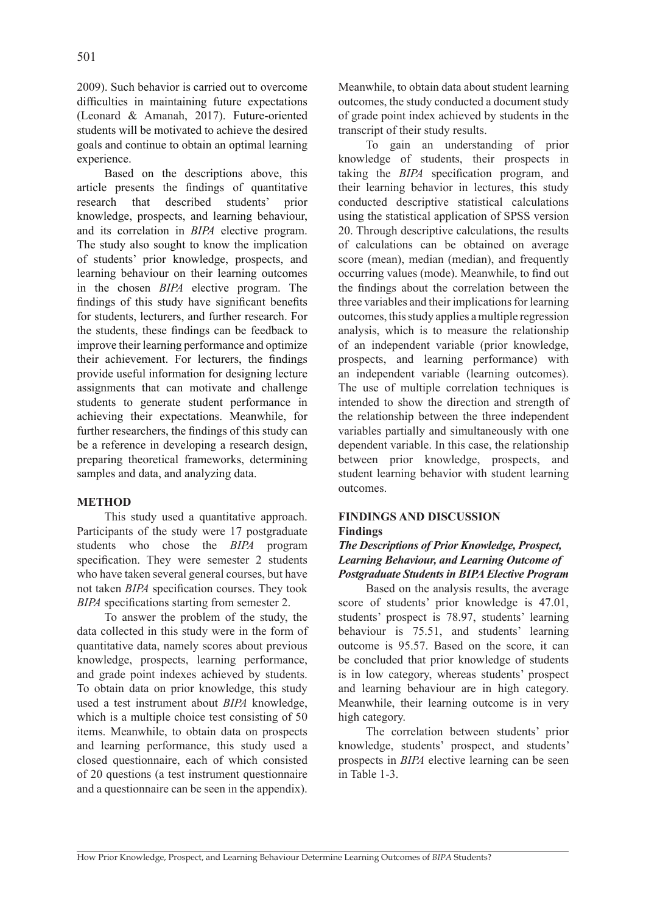2009). Such behavior is carried out to overcome difficulties in maintaining future expectations (Leonard & Amanah, 2017). Future-oriented students will be motivated to achieve the desired goals and continue to obtain an optimal learning experience.

Based on the descriptions above, this article presents the findings of quantitative research that described students' prior knowledge, prospects, and learning behaviour, and its correlation in *BIPA* elective program. The study also sought to know the implication of students' prior knowledge, prospects, and learning behaviour on their learning outcomes in the chosen *BIPA* elective program. The findings of this study have significant benefits for students, lecturers, and further research. For the students, these findings can be feedback to improve their learning performance and optimize their achievement. For lecturers, the findings provide useful information for designing lecture assignments that can motivate and challenge students to generate student performance in achieving their expectations. Meanwhile, for further researchers, the findings of this study can be a reference in developing a research design, preparing theoretical frameworks, determining samples and data, and analyzing data.

## METHOD

This study used a quantitative approach. Participants of the study were 17 postgraduate students who chose the *BIPA* program specification. They were semester 2 students who have taken several general courses, but have not taken *BIPA* specification courses. They took *BIPA* specifications starting from semester 2.

To answer the problem of the study, the data collected in this study were in the form of quantitative data, namely scores about previous knowledge, prospects, learning performance, and grade point indexes achieved by students. To obtain data on prior knowledge, this study used a test instrument about *BIPA* knowledge, which is a multiple choice test consisting of 50 items. Meanwhile, to obtain data on prospects and learning performance, this study used a closed questionnaire, each of which consisted of 20 questions (a test instrument questionnaire and a questionnaire can be seen in the appendix). Meanwhile, to obtain data about student learning outcomes, the study conducted a document study of grade point index achieved by students in the transcript of their study results.

To gain an understanding of prior knowledge of students, their prospects in taking the *BIPA* specification program, and their learning behavior in lectures, this study conducted descriptive statistical calculations using the statistical application of SPSS version 20. Through descriptive calculations, the results of calculations can be obtained on average score (mean), median (median), and frequently occurring values (mode). Meanwhile, to find out the findings about the correlation between the three variables and their implications for learning outcomes, this study applies a multiple regression analysis, which is to measure the relationship of an independent variable (prior knowledge, prospects, and learning performance) with an independent variable (learning outcomes). The use of multiple correlation techniques is intended to show the direction and strength of the relationship between the three independent variables partially and simultaneously with one dependent variable. In this case, the relationship between prior knowledge, prospects, and student learning behavior with student learning outcomes.

## FINDINGS AND DISCUSSION

### Findings

#### *The Descriptions of Prior Knowledge, Prospect, Learning Behaviour, and Learning Outcome of Postgraduate Students in BIPA Elective Program*

Based on the analysis results, the average score of students' prior knowledge is 47.01, students' prospect is 78.97, students' learning behaviour is 75.51, and students' learning outcome is 95.57. Based on the score, it can be concluded that prior knowledge of students is in low category, whereas students' prospect and learning behaviour are in high category. Meanwhile, their learning outcome is in very high category.

The correlation between students' prior knowledge, students' prospect, and students' prospects in *BIPA* elective learning can be seen in Table 1-3.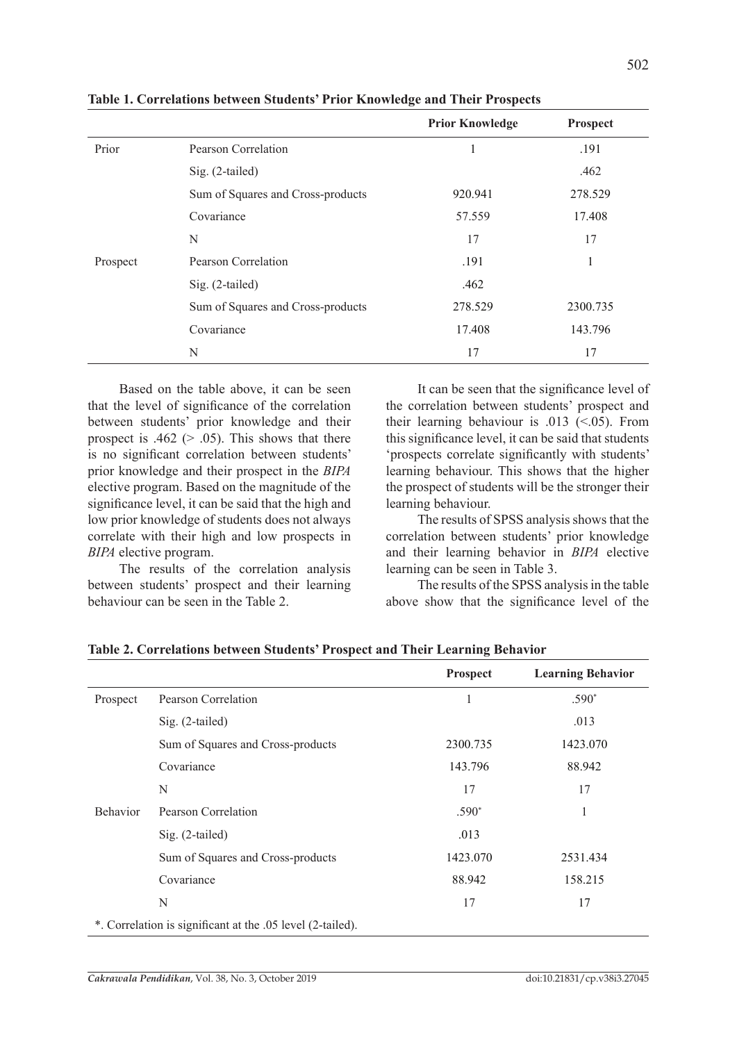**Table 1. Correlations between Students' Prior Knowledge and Their Prospects**

| | | Prior Knowledge | Prospect |
|---|---|---|---|
| Prior | Pearson Correlation | 1 | .191 |
| | Sig. (2-tailed) | | .462 |
| | Sum of Squares and Cross-products | 920.941 | 278.529 |
| | Covariance | 57.559 | 17.408 |
| | N | 17 | 17 |
| Prospect | Pearson Correlation | .191 | 1 |
| | Sig. (2-tailed) | .462 | |
| | Sum of Squares and Cross-products | 278.529 | 2300.735 |
| | Covariance | 17.408 | 143.796 |
| | N | 17 | 17 |

Based on the table above, it can be seen that the level of significance of the correlation between students' prior knowledge and their prospect is .462 (> .05). This shows that there is no significant correlation between students' prior knowledge and their prospect in the *BIPA* elective program. Based on the magnitude of the significance level, it can be said that the high and low prior knowledge of students does not always correlate with their high and low prospects in *BIPA* elective program.

The results of the correlation analysis between students' prospect and their learning behaviour can be seen in the Table 2.

It can be seen that the significance level of the correlation between students' prospect and their learning behaviour is .013 (<.05). From this significance level, it can be said that students 'prospects correlate significantly with students' learning behaviour. This shows that the higher the prospect of students will be the stronger their learning behaviour.

The results of SPSS analysis shows that the correlation between students' prior knowledge and their learning behavior in *BIPA* elective learning can be seen in Table 3.

The results of the SPSS analysis in the table above show that the significance level of the

**Table 2. Correlations between Students' Prospect and Their Learning Behavior**

| | | Prospect | Learning Behavior |
|---|---|---|---|
| Prospect | Pearson Correlation | 1 | .590* |
| | Sig. (2-tailed) | | .013 |
| | Sum of Squares and Cross-products | 2300.735 | 1423.070 |
| | Covariance | 143.796 | 88.942 |
| | N | 17 | 17 |
| Behavior | Pearson Correlation | .590* | 1 |
| | Sig. (2-tailed) | .013 | |
| | Sum of Squares and Cross-products | 1423.070 | 2531.434 |
| | Covariance | 88.942 | 158.215 |
| | N | 17 | 17 |

*. Correlation is significant at the .05 level (2-tailed).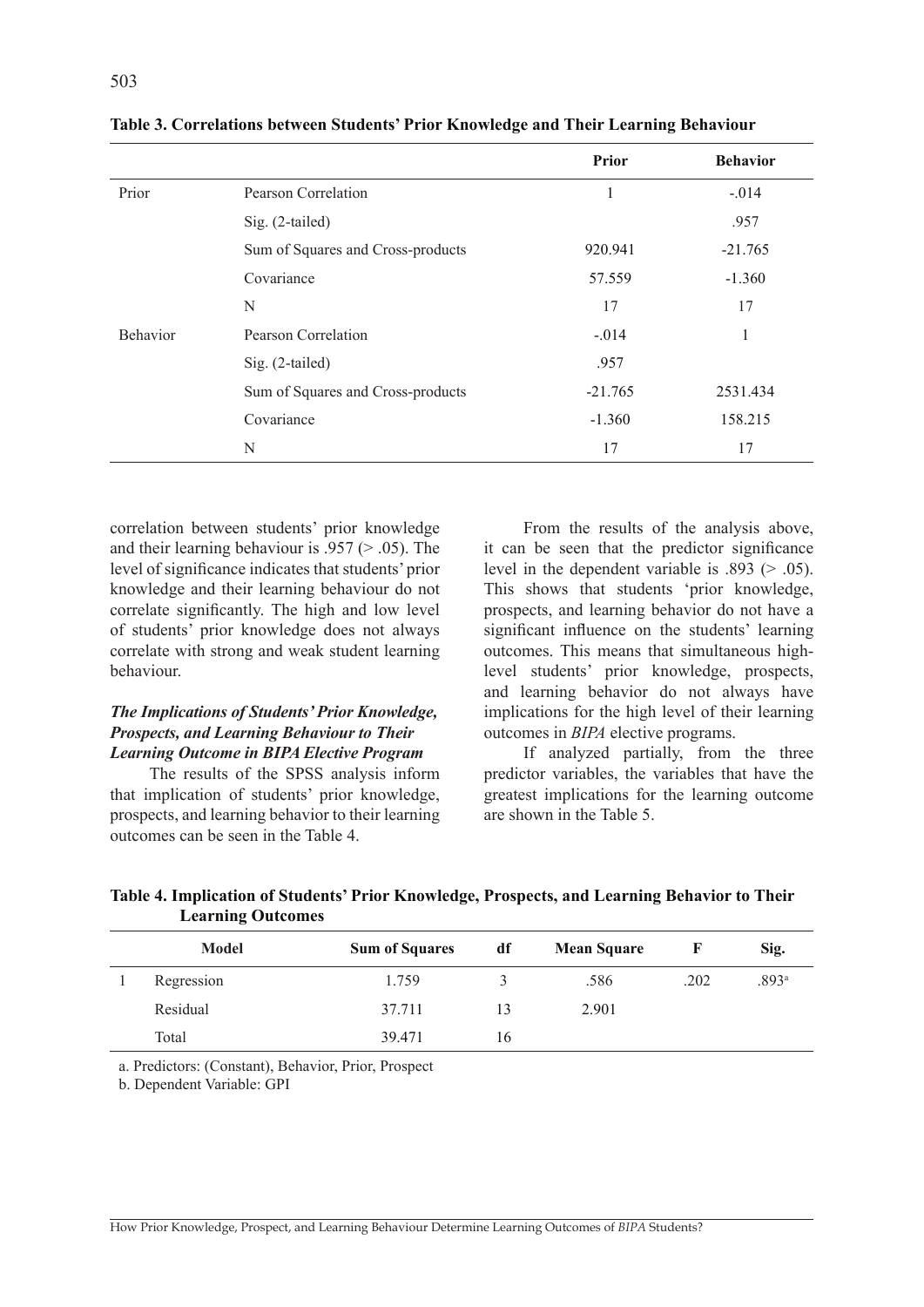**Table 3. Correlations between Students' Prior Knowledge and Their Learning Behaviour**

| | | Prior | Behavior |
|---|---|---|---|
| Prior | Pearson Correlation | 1 | -.014 |
| | Sig. (2-tailed) | | .957 |
| | Sum of Squares and Cross-products | 920.941 | -21.765 |
| | Covariance | 57.559 | -1.360 |
| | N | 17 | 17 |
| Behavior | Pearson Correlation | -.014 | 1 |
| | Sig. (2-tailed) | .957 | |
| | Sum of Squares and Cross-products | -21.765 | 2531.434 |
| | Covariance | -1.360 | 158.215 |
| | N | 17 | 17 |

correlation between students' prior knowledge and their learning behaviour is .957 (> .05). The level of significance indicates that students' prior knowledge and their learning behaviour do not correlate significantly. The high and low level of students' prior knowledge does not always correlate with strong and weak student learning behaviour.

### *The Implications of Students' Prior Knowledge, Prospects, and Learning Behaviour to Their Learning Outcome in BIPA Elective Program*

The results of the SPSS analysis inform that implication of students' prior knowledge, prospects, and learning behavior to their learning outcomes can be seen in the Table 4.

From the results of the analysis above, it can be seen that the predictor significance level in the dependent variable is .893 (> .05). This shows that students 'prior knowledge, prospects, and learning behavior do not have a significant influence on the students' learning outcomes. This means that simultaneous high-level students' prior knowledge, prospects, and learning behavior do not always have implications for the high level of their learning outcomes in *BIPA* elective programs.

If analyzed partially, from the three predictor variables, the variables that have the greatest implications for the learning outcome are shown in the Table 5.

**Table 4. Implication of Students' Prior Knowledge, Prospects, and Learning Behavior to Their Learning Outcomes**

| | Model | Sum of Squares | df | Mean Square | F | Sig. |
|---|---|---|---|---|---|---|
| 1 | Regression | 1.759 | 3 | .586 | .202 | .893[a] |
| | Residual | 37.711 | 13 | 2.901 | | |
| | Total | 39.471 | 16 | | | |

a. Predictors: (Constant), Behavior, Prior, Prospect

b. Dependent Variable: GPI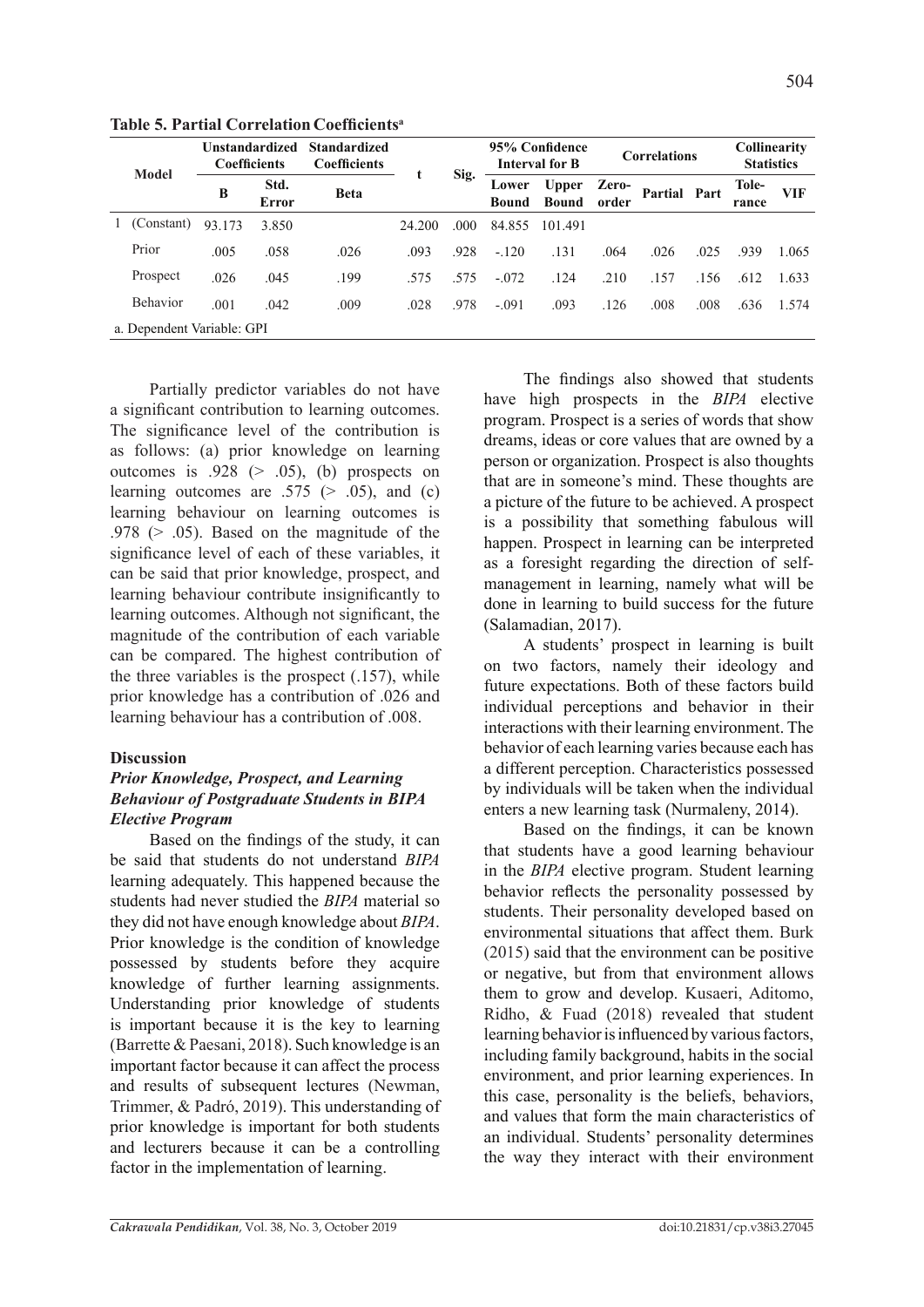**Table 5. Partial Correlation Coefficients[a]**

| Model | Unstandardized Coefficients | | Standardized Coefficients | t | Sig. | 95% Confidence Interval for B | | Correlations | | | Collinearity Statistics | |
|---|---|---|---|---|---|---|---|---|---|---|---|---|
| | B | Std. Error | Beta | | | Lower Bound | Upper Bound | Zero-order | Partial | Part | Tolerance | VIF |
| 1 (Constant) | 93.173 | 3.850 | | 24.200 | .000 | 84.855 | 101.491 | | | | | |
| Prior | .005 | .058 | .026 | .093 | .928 | -.120 | .131 | .064 | .026 | .025 | .939 | 1.065 |
| Prospect | .026 | .045 | .199 | .575 | .575 | -.072 | .124 | .210 | .157 | .156 | .612 | 1.633 |
| Behavior | .001 | .042 | .009 | .028 | .978 | -.091 | .093 | .126 | .008 | .008 | .636 | 1.574 |

a. Dependent Variable: GPI

Partially predictor variables do not have a significant contribution to learning outcomes. The significance level of the contribution is as follows: (a) prior knowledge on learning outcomes is .928 (> .05), (b) prospects on learning outcomes are .575 (> .05), and (c) learning behaviour on learning outcomes is .978 (> .05). Based on the magnitude of the significance level of each of these variables, it can be said that prior knowledge, prospect, and learning behaviour contribute insignificantly to learning outcomes. Although not significant, the magnitude of the contribution of each variable can be compared. The highest contribution of the three variables is the prospect (.157), while prior knowledge has a contribution of .026 and learning behaviour has a contribution of .008.

## Discussion

### *Prior Knowledge, Prospect, and Learning Behaviour of Postgraduate Students in BIPA Elective Program*

Based on the findings of the study, it can be said that students do not understand *BIPA* learning adequately. This happened because the students had never studied the *BIPA* material so they did not have enough knowledge about *BIPA*. Prior knowledge is the condition of knowledge possessed by students before they acquire knowledge of further learning assignments. Understanding prior knowledge of students is important because it is the key to learning (Barrette & Paesani, 2018). Such knowledge is an important factor because it can affect the process and results of subsequent lectures (Newman, Trimmer, & Padró, 2019). This understanding of prior knowledge is important for both students and lecturers because it can be a controlling factor in the implementation of learning.

The findings also showed that students have high prospects in the *BIPA* elective program. Prospect is a series of words that show dreams, ideas or core values that are owned by a person or organization. Prospect is also thoughts that are in someone's mind. These thoughts are a picture of the future to be achieved. A prospect is a possibility that something fabulous will happen. Prospect in learning can be interpreted as a foresight regarding the direction of self-management in learning, namely what will be done in learning to build success for the future (Salamadian, 2017).

A students' prospect in learning is built on two factors, namely their ideology and future expectations. Both of these factors build individual perceptions and behavior in their interactions with their learning environment. The behavior of each learning varies because each has a different perception. Characteristics possessed by individuals will be taken when the individual enters a new learning task (Nurmaleny, 2014).

Based on the findings, it can be known that students have a good learning behaviour in the *BIPA* elective program. Student learning behavior reflects the personality possessed by students. Their personality developed based on environmental situations that affect them. Burk (2015) said that the environment can be positive or negative, but from that environment allows them to grow and develop. Kusaeri, Aditomo, Ridho, & Fuad (2018) revealed that student learning behavior is influenced by various factors, including family background, habits in the social environment, and prior learning experiences. In this case, personality is the beliefs, behaviors, and values that form the main characteristics of an individual. Students' personality determines the way they interact with their environment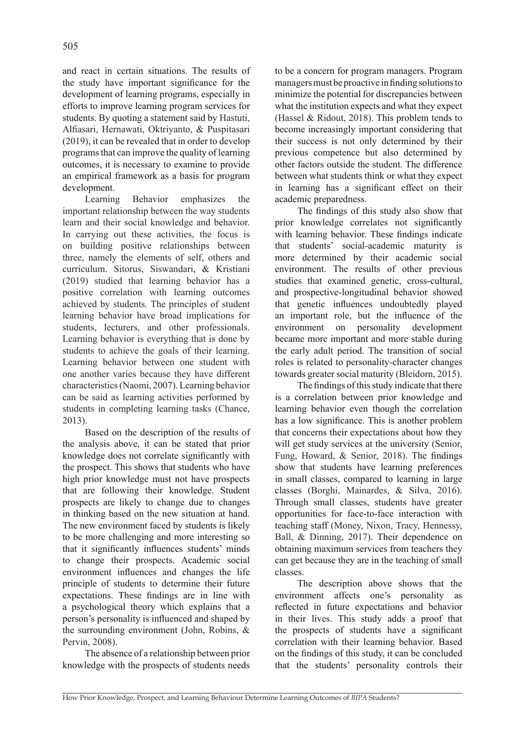and react in certain situations. The results of the study have important significance for the development of learning programs, especially in efforts to improve learning program services for students. By quoting a statement said by Hastuti, Alfiasari, Hernawati, Oktriyanto, & Puspitasari (2019), it can be revealed that in order to develop programs that can improve the quality of learning outcomes, it is necessary to examine to provide an empirical framework as a basis for program development.

Learning Behavior emphasizes the important relationship between the way students learn and their social knowledge and behavior. In carrying out these activities, the focus is on building positive relationships between three, namely the elements of self, others and curriculum. Sitorus, Siswandari, & Kristiani (2019) studied that learning behavior has a positive correlation with learning outcomes achieved by students. The principles of student learning behavior have broad implications for students, lecturers, and other professionals. Learning behavior is everything that is done by students to achieve the goals of their learning. Learning behavior between one student with one another varies because they have different characteristics (Naomi, 2007). Learning behavior can be said as learning activities performed by students in completing learning tasks (Chance, 2013).

Based on the description of the results of the analysis above, it can be stated that prior knowledge does not correlate significantly with the prospect. This shows that students who have high prior knowledge must not have prospects that are following their knowledge. Student prospects are likely to change due to changes in thinking based on the new situation at hand. The new environment faced by students is likely to be more challenging and more interesting so that it significantly influences students' minds to change their prospects. Academic social environment influences and changes the life principle of students to determine their future expectations. These findings are in line with a psychological theory which explains that a person's personality is influenced and shaped by the surrounding environment (John, Robins, & Pervin, 2008).

The absence of a relationship between prior knowledge with the prospects of students needs to be a concern for program managers. Program managers must be proactive in finding solutions to minimize the potential for discrepancies between what the institution expects and what they expect (Hassel & Ridout, 2018). This problem tends to become increasingly important considering that their success is not only determined by their previous competence but also determined by other factors outside the student. The difference between what students think or what they expect in learning has a significant effect on their academic preparedness.

The findings of this study also show that prior knowledge correlates not significantly with learning behavior. These findings indicate that students' social-academic maturity is more determined by their academic social environment. The results of other previous studies that examined genetic, cross-cultural, and prospective-longitudinal behavior showed that genetic influences undoubtedly played an important role, but the influence of the environment on personality development became more important and more stable during the early adult period. The transition of social roles is related to personality-character changes towards greater social maturity (Bleidorn, 2015).

The findings of this study indicate that there is a correlation between prior knowledge and learning behavior even though the correlation has a low significance. This is another problem that concerns their expectations about how they will get study services at the university (Senior, Fung, Howard, & Senior, 2018). The findings show that students have learning preferences in small classes, compared to learning in large classes (Borghi, Mainardes, & Silva, 2016). Through small classes, students have greater opportunities for face-to-face interaction with teaching staff (Money, Nixon, Tracy, Hennessy, Ball, & Dinning, 2017). Their dependence on obtaining maximum services from teachers they can get because they are in the teaching of small classes.

The description above shows that the environment affects one's personality as reflected in future expectations and behavior in their lives. This study adds a proof that the prospects of students have a significant correlation with their learning behavior. Based on the findings of this study, it can be concluded that the students' personality controls their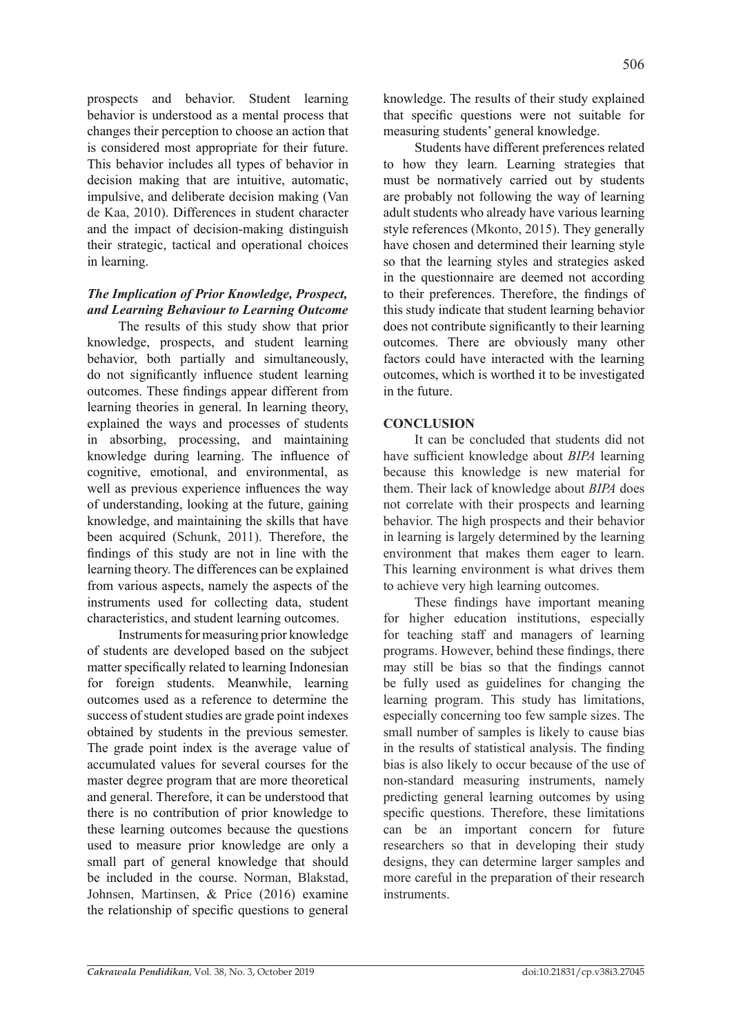prospects and behavior. Student learning behavior is understood as a mental process that changes their perception to choose an action that is considered most appropriate for their future. This behavior includes all types of behavior in decision making that are intuitive, automatic, impulsive, and deliberate decision making (Van de Kaa, 2010). Differences in student character and the impact of decision-making distinguish their strategic, tactical and operational choices in learning.

### *The Implication of Prior Knowledge, Prospect, and Learning Behaviour to Learning Outcome*

The results of this study show that prior knowledge, prospects, and student learning behavior, both partially and simultaneously, do not significantly influence student learning outcomes. These findings appear different from learning theories in general. In learning theory, explained the ways and processes of students in absorbing, processing, and maintaining knowledge during learning. The influence of cognitive, emotional, and environmental, as well as previous experience influences the way of understanding, looking at the future, gaining knowledge, and maintaining the skills that have been acquired (Schunk, 2011). Therefore, the findings of this study are not in line with the learning theory. The differences can be explained from various aspects, namely the aspects of the instruments used for collecting data, student characteristics, and student learning outcomes.

Instruments for measuring prior knowledge of students are developed based on the subject matter specifically related to learning Indonesian for foreign students. Meanwhile, learning outcomes used as a reference to determine the success of student studies are grade point indexes obtained by students in the previous semester. The grade point index is the average value of accumulated values for several courses for the master degree program that are more theoretical and general. Therefore, it can be understood that there is no contribution of prior knowledge to these learning outcomes because the questions used to measure prior knowledge are only a small part of general knowledge that should be included in the course. Norman, Blakstad, Johnsen, Martinsen, & Price (2016) examine the relationship of specific questions to general knowledge. The results of their study explained that specific questions were not suitable for measuring students' general knowledge.

Students have different preferences related to how they learn. Learning strategies that must be normatively carried out by students are probably not following the way of learning adult students who already have various learning style references (Mkonto, 2015). They generally have chosen and determined their learning style so that the learning styles and strategies asked in the questionnaire are deemed not according to their preferences. Therefore, the findings of this study indicate that student learning behavior does not contribute significantly to their learning outcomes. There are obviously many other factors could have interacted with the learning outcomes, which is worthed it to be investigated in the future.

## CONCLUSION

It can be concluded that students did not have sufficient knowledge about *BIPA* learning because this knowledge is new material for them. Their lack of knowledge about *BIPA* does not correlate with their prospects and learning behavior. The high prospects and their behavior in learning is largely determined by the learning environment that makes them eager to learn. This learning environment is what drives them to achieve very high learning outcomes.

These findings have important meaning for higher education institutions, especially for teaching staff and managers of learning programs. However, behind these findings, there may still be bias so that the findings cannot be fully used as guidelines for changing the learning program. This study has limitations, especially concerning too few sample sizes. The small number of samples is likely to cause bias in the results of statistical analysis. The finding bias is also likely to occur because of the use of non-standard measuring instruments, namely predicting general learning outcomes by using specific questions. Therefore, these limitations can be an important concern for future researchers so that in developing their study designs, they can determine larger samples and more careful in the preparation of their research instruments.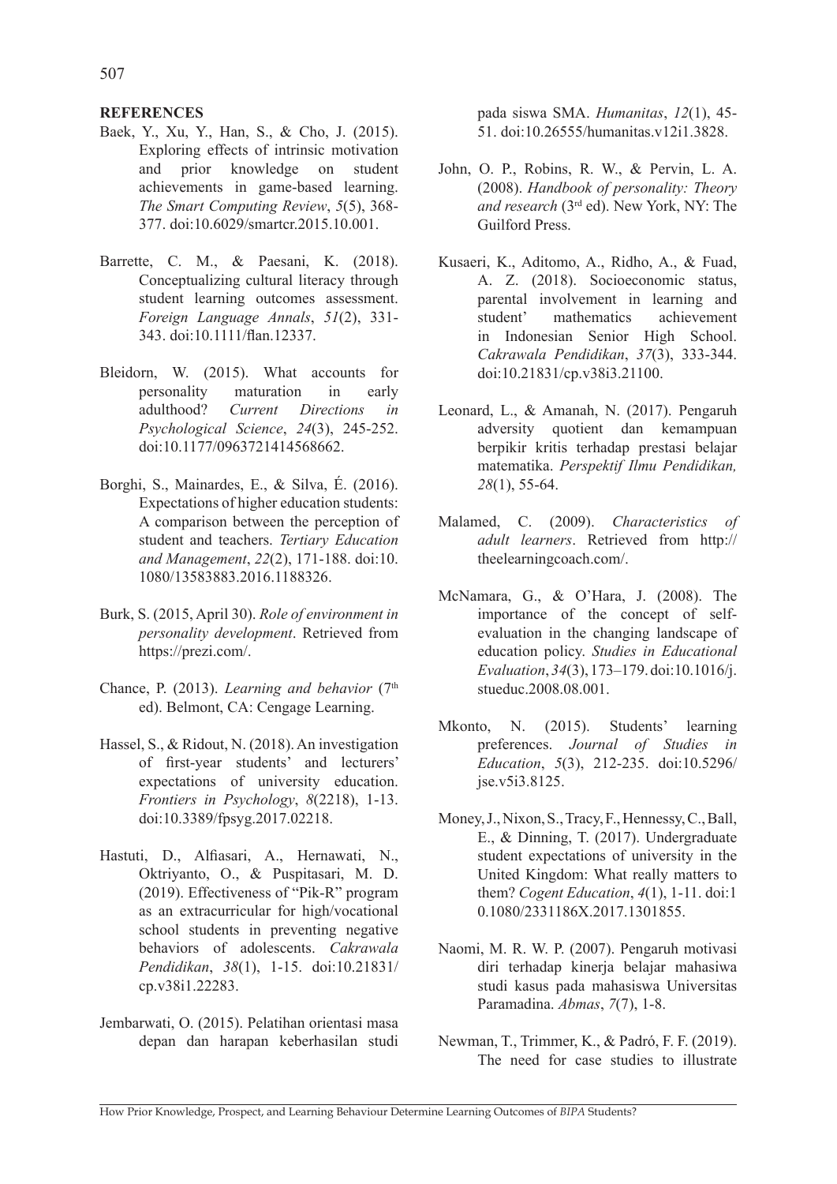## REFERENCES

Baek, Y., Xu, Y., Han, S., & Cho, J. (2015). Exploring effects of intrinsic motivation and prior knowledge on student achievements in game-based learning. *The Smart Computing Review*, *5*(5), 368-377. doi:10.6029/smartcr.2015.10.001.

Barrette, C. M., & Paesani, K. (2018). Conceptualizing cultural literacy through student learning outcomes assessment. *Foreign Language Annals*, *51*(2), 331-343. doi:10.1111/flan.12337.

Bleidorn, W. (2015). What accounts for personality maturation in early adulthood? *Current Directions in Psychological Science*, *24*(3), 245-252. doi:10.1177/0963721414568662.

Borghi, S., Mainardes, E., & Silva, É. (2016). Expectations of higher education students: A comparison between the perception of student and teachers. *Tertiary Education and Management*, *22*(2), 171-188. doi:10.1080/13583883.2016.1188326.

Burk, S. (2015, April 30). *Role of environment in personality development*. Retrieved from https://prezi.com/.

Chance, P. (2013). *Learning and behavior* (7th ed). Belmont, CA: Cengage Learning.

Hassel, S., & Ridout, N. (2018). An investigation of first-year students' and lecturers' expectations of university education. *Frontiers in Psychology*, *8*(2218), 1-13. doi:10.3389/fpsyg.2017.02218.

Hastuti, D., Alfiasari, A., Hernawati, N., Oktriyanto, O., & Puspitasari, M. D. (2019). Effectiveness of "Pik-R" program as an extracurricular for high/vocational school students in preventing negative behaviors of adolescents. *Cakrawala Pendidikan*, *38*(1), 1-15. doi:10.21831/cp.v38i1.22283.

Jembarwati, O. (2015). Pelatihan orientasi masa depan dan harapan keberhasilan studi pada siswa SMA. *Humanitas*, *12*(1), 45-51. doi:10.26555/humanitas.v12i1.3828.

John, O. P., Robins, R. W., & Pervin, L. A. (2008). *Handbook of personality: Theory and research* (3rd ed). New York, NY: The Guilford Press.

Kusaeri, K., Aditomo, A., Ridho, A., & Fuad, A. Z. (2018). Socioeconomic status, parental involvement in learning and student' mathematics achievement in Indonesian Senior High School. *Cakrawala Pendidikan*, *37*(3), 333-344. doi:10.21831/cp.v38i3.21100.

Leonard, L., & Amanah, N. (2017). Pengaruh adversity quotient dan kemampuan berpikir kritis terhadap prestasi belajar matematika. *Perspektif Ilmu Pendidikan, 28*(1), 55-64.

Malamed, C. (2009). *Characteristics of adult learners*. Retrieved from http://theelearningcoach.com/.

McNamara, G., & O'Hara, J. (2008). The importance of the concept of self-evaluation in the changing landscape of education policy. *Studies in Educational Evaluation*, *34*(3), 173–179. doi:10.1016/j.stueduc.2008.08.001.

Mkonto, N. (2015). Students' learning preferences. *Journal of Studies in Education*, *5*(3), 212-235. doi:10.5296/jse.v5i3.8125.

Money, J., Nixon, S., Tracy, F., Hennessy, C., Ball, E., & Dinning, T. (2017). Undergraduate student expectations of university in the United Kingdom: What really matters to them? *Cogent Education*, *4*(1), 1-11. doi:10.1080/2331186X.2017.1301855.

Naomi, M. R. W. P. (2007). Pengaruh motivasi diri terhadap kinerja belajar mahasiswa studi kasus pada mahasiswa Universitas Paramadina. *Abmas*, *7*(7), 1-8.

Newman, T., Trimmer, K., & Padró, F. F. (2019). The need for case studies to illustrate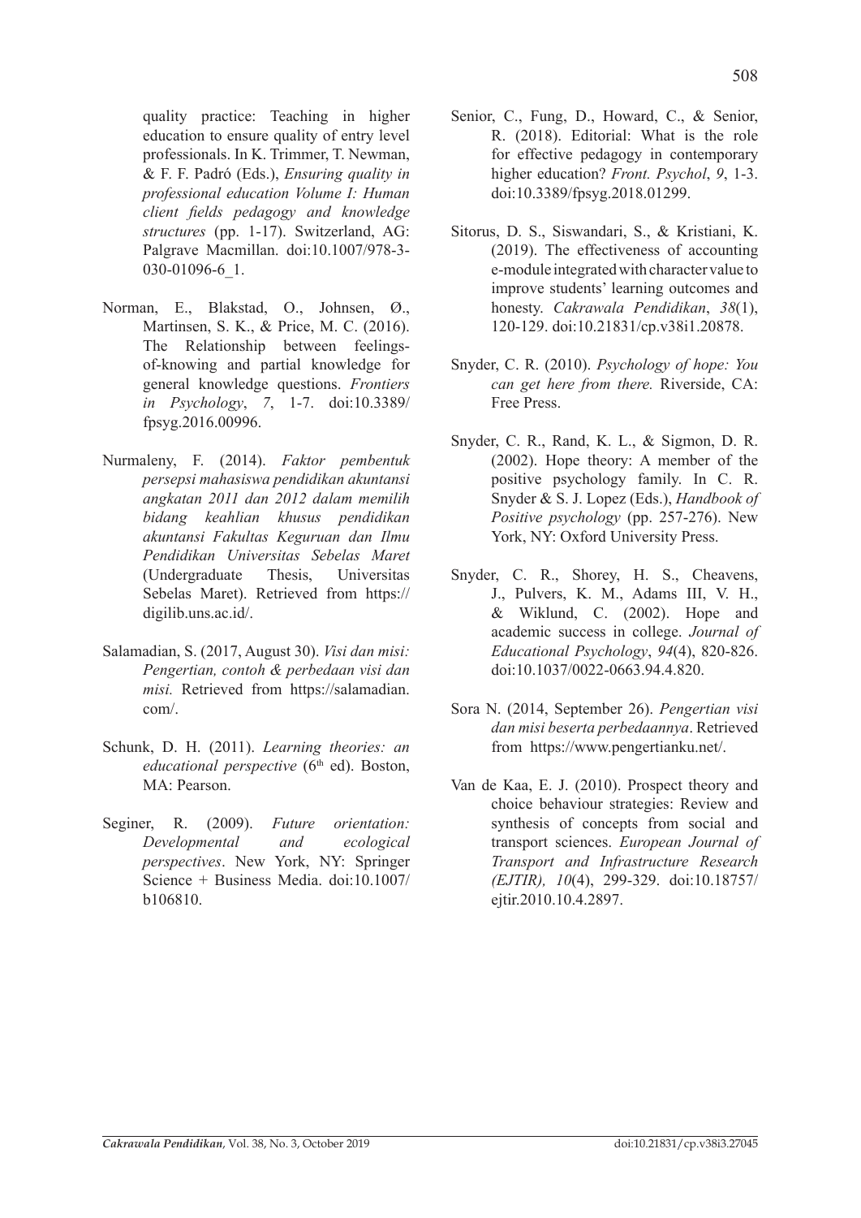quality practice: Teaching in higher education to ensure quality of entry level professionals. In K. Trimmer, T. Newman, & F. F. Padró (Eds.), *Ensuring quality in professional education Volume I: Human client fields pedagogy and knowledge structures* (pp. 1-17). Switzerland, AG: Palgrave Macmillan. doi:10.1007/978-3-030-01096-6_1.

Norman, E., Blakstad, O., Johnsen, Ø., Martinsen, S. K., & Price, M. C. (2016). The Relationship between feelings-of-knowing and partial knowledge for general knowledge questions. *Frontiers in Psychology*, *7*, 1-7. doi:10.3389/fpsyg.2016.00996.

Nurmaleny, F. (2014). *Faktor pembentuk persepsi mahasiswa pendidikan akuntansi angkatan 2011 dan 2012 dalam memilih bidang keahlian khusus pendidikan akuntansi Fakultas Keguruan dan Ilmu Pendidikan Universitas Sebelas Maret* (Undergraduate Thesis, Universitas Sebelas Maret). Retrieved from https://digilib.uns.ac.id/.

Salamadian, S. (2017, August 30). *Visi dan misi: Pengertian, contoh & perbedaan visi dan misi.* Retrieved from https://salamadian.com/.

Schunk, D. H. (2011). *Learning theories: an educational perspective* (6th ed). Boston, MA: Pearson.

Seginer, R. (2009). *Future orientation: Developmental and ecological perspectives*. New York, NY: Springer Science + Business Media. doi:10.1007/b106810.

Senior, C., Fung, D., Howard, C., & Senior, R. (2018). Editorial: What is the role for effective pedagogy in contemporary higher education? *Front. Psychol*, *9*, 1-3. doi:10.3389/fpsyg.2018.01299.

Sitorus, D. S., Siswandari, S., & Kristiani, K. (2019). The effectiveness of accounting e-module integrated with character value to improve students' learning outcomes and honesty. *Cakrawala Pendidikan*, *38*(1), 120-129. doi:10.21831/cp.v38i1.20878.

Snyder, C. R. (2010). *Psychology of hope: You can get here from there.* Riverside, CA: Free Press.

Snyder, C. R., Rand, K. L., & Sigmon, D. R. (2002). Hope theory: A member of the positive psychology family. In C. R. Snyder & S. J. Lopez (Eds.), *Handbook of Positive psychology* (pp. 257-276). New York, NY: Oxford University Press.

Snyder, C. R., Shorey, H. S., Cheavens, J., Pulvers, K. M., Adams III, V. H., & Wiklund, C. (2002). Hope and academic success in college. *Journal of Educational Psychology*, *94*(4), 820-826. doi:10.1037/0022-0663.94.4.820.

Sora N. (2014, September 26). *Pengertian visi dan misi beserta perbedaannya*. Retrieved from https://www.pengertianku.net/.

Van de Kaa, E. J. (2010). Prospect theory and choice behaviour strategies: Review and synthesis of concepts from social and transport sciences. *European Journal of Transport and Infrastructure Research (EJTIR), 10*(4), 299-329. doi:10.18757/ejtir.2010.10.4.2897.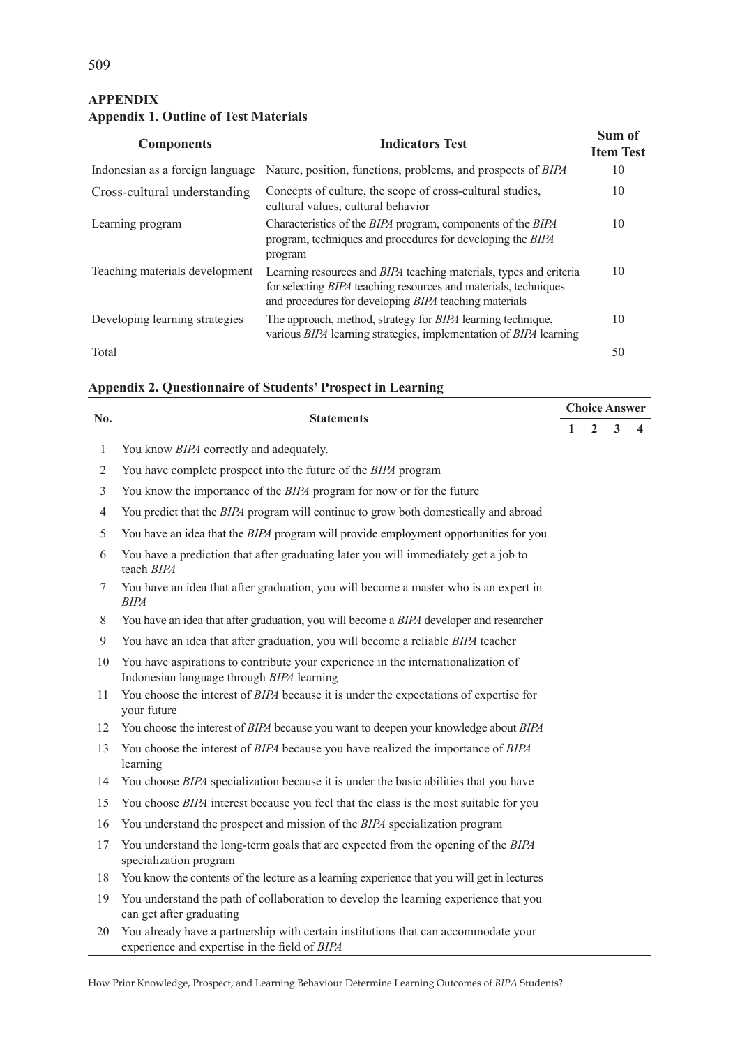## APPENDIX

### Appendix 1. Outline of Test Materials

| Components | Indicators Test | Sum of Item Test |
|---|---|---|
| Indonesian as a foreign language | Nature, position, functions, problems, and prospects of *BIPA* | 10 |
| Cross-cultural understanding | Concepts of culture, the scope of cross-cultural studies, cultural values, cultural behavior | 10 |
| Learning program | Characteristics of the *BIPA* program, components of the *BIPA* program, techniques and procedures for developing the *BIPA* program | 10 |
| Teaching materials development | Learning resources and *BIPA* teaching materials, types and criteria for selecting *BIPA* teaching resources and materials, techniques and procedures for developing *BIPA* teaching materials | 10 |
| Developing learning strategies | The approach, method, strategy for *BIPA* learning technique, various *BIPA* learning strategies, implementation of *BIPA* learning | 10 |
| Total | | 50 |

### Appendix 2. Questionnaire of Students' Prospect in Learning

| No. | Statements | Choice Answer | | | |
|---|---|---|---|---|---|
| | | 1 | 2 | 3 | 4 |
| 1 | You know *BIPA* correctly and adequately. | | | | |
| 2 | You have complete prospect into the future of the *BIPA* program | | | | |
| 3 | You know the importance of the *BIPA* program for now or for the future | | | | |
| 4 | You predict that the *BIPA* program will continue to grow both domestically and abroad | | | | |
| 5 | You have an idea that the *BIPA* program will provide employment opportunities for you | | | | |
| 6 | You have a prediction that after graduating later you will immediately get a job to teach *BIPA* | | | | |
| 7 | You have an idea that after graduation, you will become a master who is an expert in *BIPA* | | | | |
| 8 | You have an idea that after graduation, you will become a *BIPA* developer and researcher | | | | |
| 9 | You have an idea that after graduation, you will become a reliable *BIPA* teacher | | | | |
| 10 | You have aspirations to contribute your experience in the internationalization of Indonesian language through *BIPA* learning | | | | |
| 11 | You choose the interest of *BIPA* because it is under the expectations of expertise for your future | | | | |
| 12 | You choose the interest of *BIPA* because you want to deepen your knowledge about *BIPA* | | | | |
| 13 | You choose the interest of *BIPA* because you have realized the importance of *BIPA* learning | | | | |
| 14 | You choose *BIPA* specialization because it is under the basic abilities that you have | | | | |
| 15 | You choose *BIPA* interest because you feel that the class is the most suitable for you | | | | |
| 16 | You understand the prospect and mission of the *BIPA* specialization program | | | | |
| 17 | You understand the long-term goals that are expected from the opening of the *BIPA* specialization program | | | | |
| 18 | You know the contents of the lecture as a learning experience that you will get in lectures | | | | |
| 19 | You understand the path of collaboration to develop the learning experience that you can get after graduating | | | | |
| 20 | You already have a partnership with certain institutions that can accommodate your experience and expertise in the field of *BIPA* | | | | |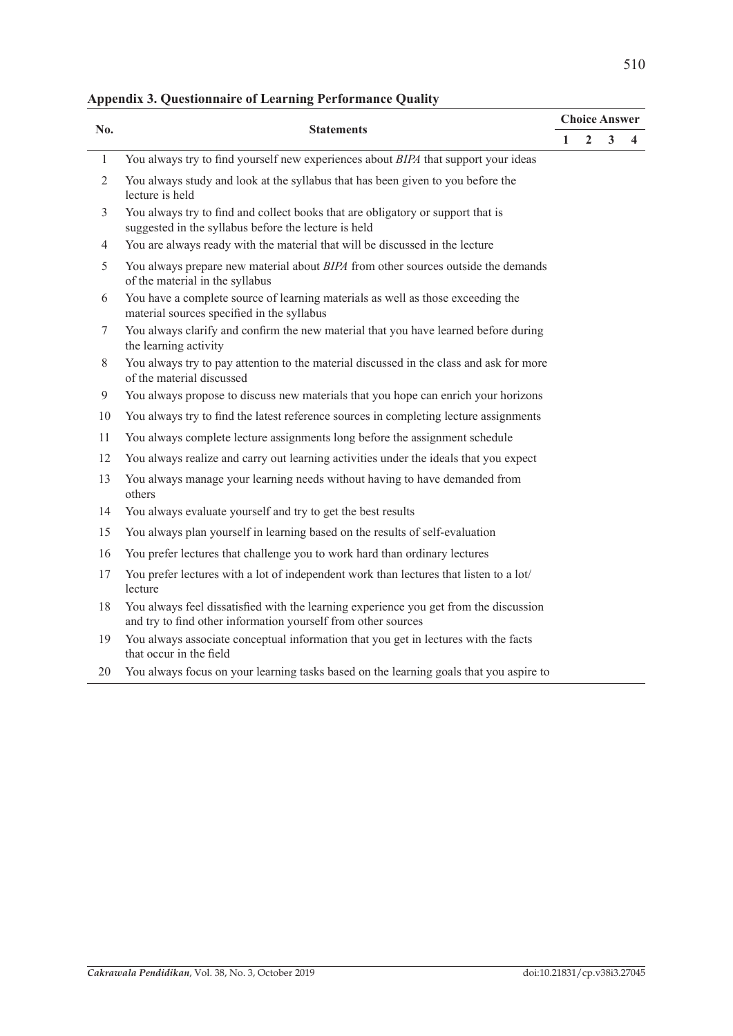**Appendix 3. Questionnaire of Learning Performance Quality**

| No. | Statements | Choice Answer | | | |
|---|---|---|---|---|---|
| | | 1 | 2 | 3 | 4 |
| 1 | You always try to find yourself new experiences about *BIPA* that support your ideas | | | | |
| 2 | You always study and look at the syllabus that has been given to you before the lecture is held | | | | |
| 3 | You always try to find and collect books that are obligatory or support that is suggested in the syllabus before the lecture is held | | | | |
| 4 | You are always ready with the material that will be discussed in the lecture | | | | |
| 5 | You always prepare new material about *BIPA* from other sources outside the demands of the material in the syllabus | | | | |
| 6 | You have a complete source of learning materials as well as those exceeding the material sources specified in the syllabus | | | | |
| 7 | You always clarify and confirm the new material that you have learned before during the learning activity | | | | |
| 8 | You always try to pay attention to the material discussed in the class and ask for more of the material discussed | | | | |
| 9 | You always propose to discuss new materials that you hope can enrich your horizons | | | | |
| 10 | You always try to find the latest reference sources in completing lecture assignments | | | | |
| 11 | You always complete lecture assignments long before the assignment schedule | | | | |
| 12 | You always realize and carry out learning activities under the ideals that you expect | | | | |
| 13 | You always manage your learning needs without having to have demanded from others | | | | |
| 14 | You always evaluate yourself and try to get the best results | | | | |
| 15 | You always plan yourself in learning based on the results of self-evaluation | | | | |
| 16 | You prefer lectures that challenge you to work hard than ordinary lectures | | | | |
| 17 | You prefer lectures with a lot of independent work than lectures that listen to a lot/ lecture | | | | |
| 18 | You always feel dissatisfied with the learning experience you get from the discussion and try to find other information yourself from other sources | | | | |
| 19 | You always associate conceptual information that you get in lectures with the facts that occur in the field | | | | |
| 20 | You always focus on your learning tasks based on the learning goals that you aspire to | | | | |